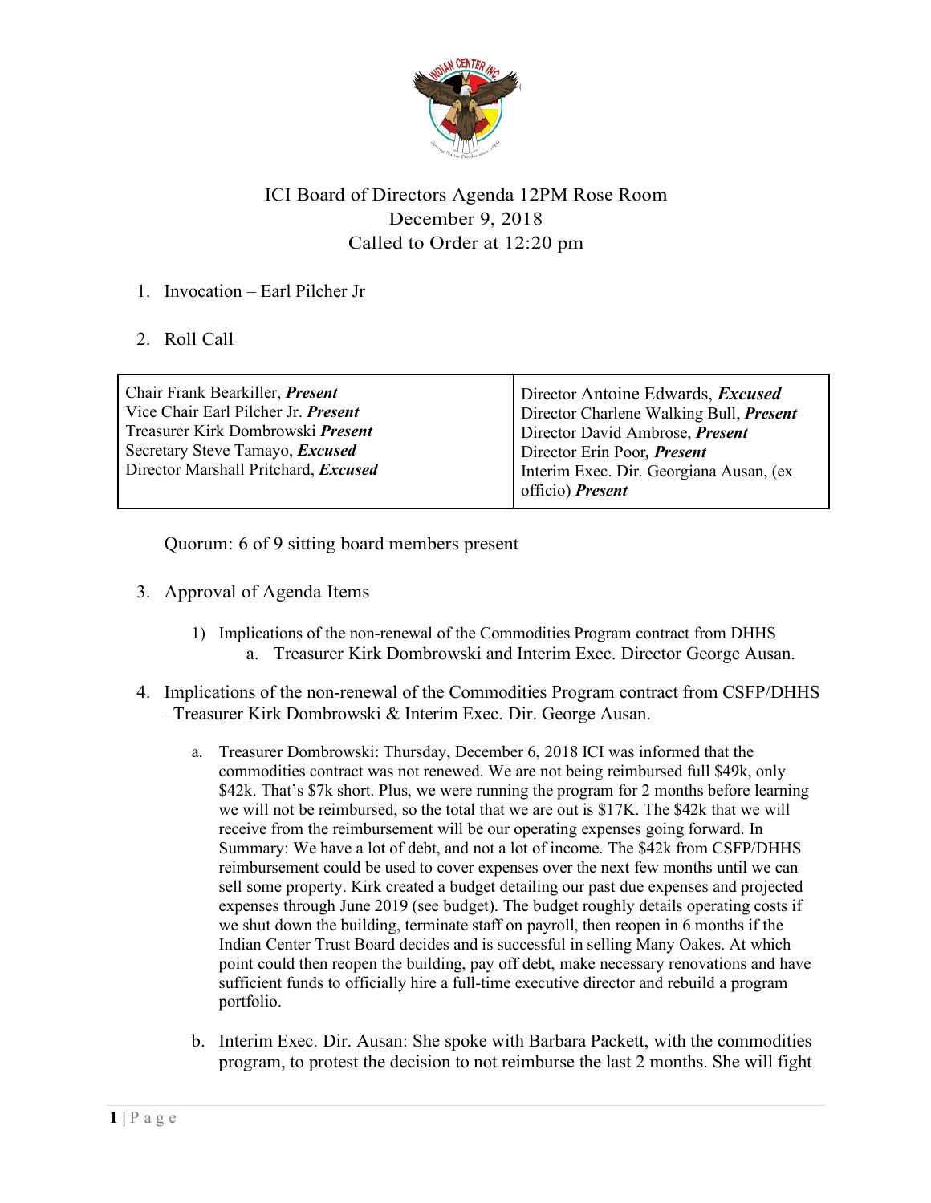# ICI Board of Directors Agenda 12PM Rose Room

December 9, 2018

Called to Order at 12:20 pm

1. Invocation – Earl Pilcher Jr

2. Roll Call

| | |
|---|---|
| Chair Frank Bearkiller, ***Present*** | Director Antoine Edwards, ***Excused*** |
| Vice Chair Earl Pilcher Jr. ***Present*** | Director Charlene Walking Bull, ***Present*** |
| Treasurer Kirk Dombrowski ***Present*** | Director David Ambrose, ***Present*** |
| Secretary Steve Tamayo, ***Excused*** | Director Erin Poor***, Present*** |
| Director Marshall Pritchard, ***Excused*** | Interim Exec. Dir. Georgiana Ausan, (ex officio) ***Present*** |

Quorum: 6 of 9 sitting board members present

3. Approval of Agenda Items

   1) Implications of the non-renewal of the Commodities Program contract from DHHS
      a. Treasurer Kirk Dombrowski and Interim Exec. Director George Ausan.

4. Implications of the non-renewal of the Commodities Program contract from CSFP/DHHS –Treasurer Kirk Dombrowski & Interim Exec. Dir. George Ausan.

   a. Treasurer Dombrowski: Thursday, December 6, 2018 ICI was informed that the commodities contract was not renewed. We are not being reimbursed full $49k, only $42k. That's $7k short. Plus, we were running the program for 2 months before learning we will not be reimbursed, so the total that we are out is $17K. The $42k that we will receive from the reimbursement will be our operating expenses going forward. In Summary: We have a lot of debt, and not a lot of income. The $42k from CSFP/DHHS reimbursement could be used to cover expenses over the next few months until we can sell some property. Kirk created a budget detailing our past due expenses and projected expenses through June 2019 (see budget). The budget roughly details operating costs if we shut down the building, terminate staff on payroll, then reopen in 6 months if the Indian Center Trust Board decides and is successful in selling Many Oakes. At which point could then reopen the building, pay off debt, make necessary renovations and have sufficient funds to officially hire a full-time executive director and rebuild a program portfolio.

   b. Interim Exec. Dir. Ausan: She spoke with Barbara Packett, with the commodities program, to protest the decision to not reimburse the last 2 months. She will fight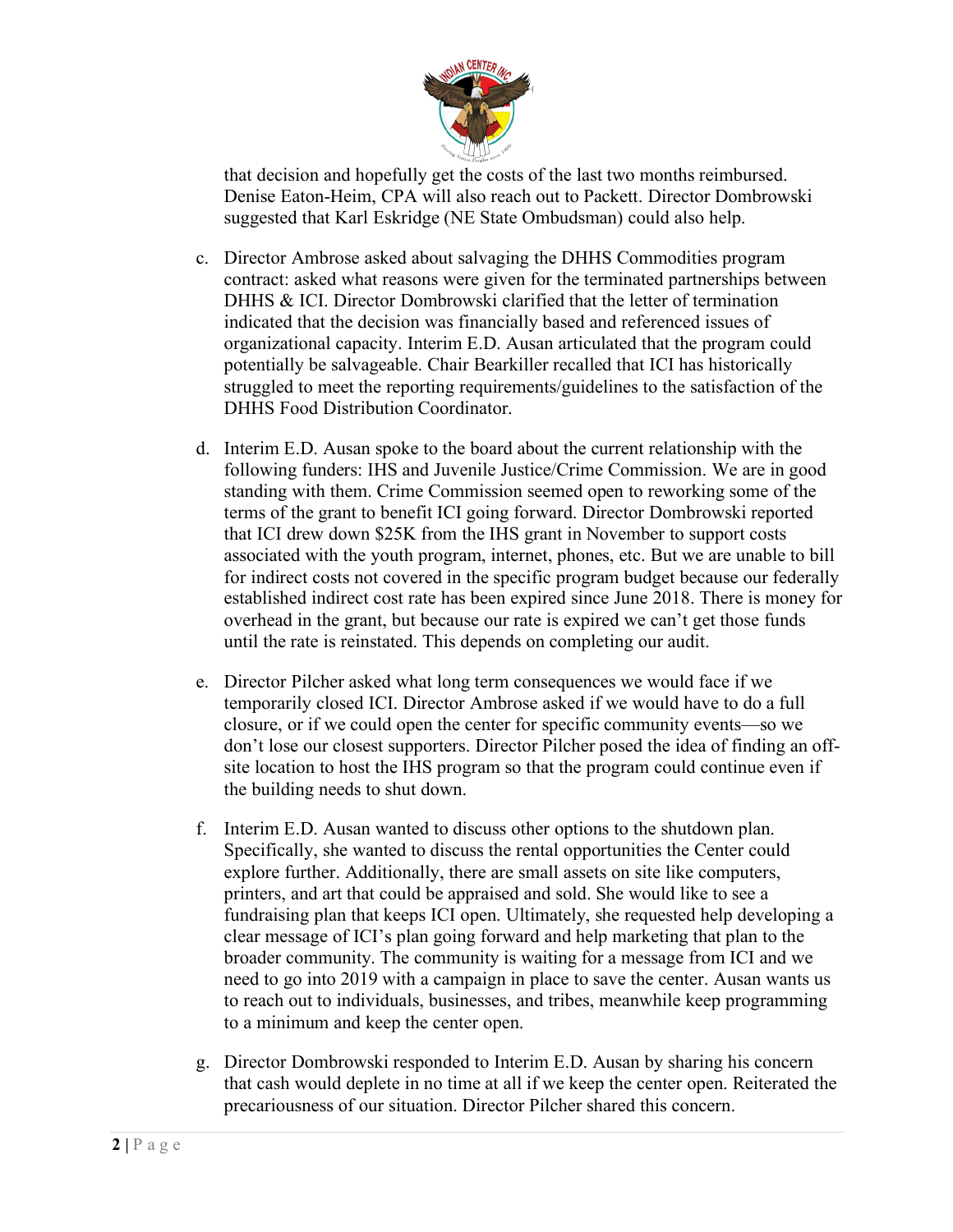that decision and hopefully get the costs of the last two months reimbursed. Denise Eaton-Heim, CPA will also reach out to Packett. Director Dombrowski suggested that Karl Eskridge (NE State Ombudsman) could also help.

c. Director Ambrose asked about salvaging the DHHS Commodities program contract: asked what reasons were given for the terminated partnerships between DHHS & ICI. Director Dombrowski clarified that the letter of termination indicated that the decision was financially based and referenced issues of organizational capacity. Interim E.D. Ausan articulated that the program could potentially be salvageable. Chair Bearkiller recalled that ICI has historically struggled to meet the reporting requirements/guidelines to the satisfaction of the DHHS Food Distribution Coordinator.

d. Interim E.D. Ausan spoke to the board about the current relationship with the following funders: IHS and Juvenile Justice/Crime Commission. We are in good standing with them. Crime Commission seemed open to reworking some of the terms of the grant to benefit ICI going forward. Director Dombrowski reported that ICI drew down $25K from the IHS grant in November to support costs associated with the youth program, internet, phones, etc. But we are unable to bill for indirect costs not covered in the specific program budget because our federally established indirect cost rate has been expired since June 2018. There is money for overhead in the grant, but because our rate is expired we can't get those funds until the rate is reinstated. This depends on completing our audit.

e. Director Pilcher asked what long term consequences we would face if we temporarily closed ICI. Director Ambrose asked if we would have to do a full closure, or if we could open the center for specific community events—so we don't lose our closest supporters. Director Pilcher posed the idea of finding an off-site location to host the IHS program so that the program could continue even if the building needs to shut down.

f. Interim E.D. Ausan wanted to discuss other options to the shutdown plan. Specifically, she wanted to discuss the rental opportunities the Center could explore further. Additionally, there are small assets on site like computers, printers, and art that could be appraised and sold. She would like to see a fundraising plan that keeps ICI open. Ultimately, she requested help developing a clear message of ICI's plan going forward and help marketing that plan to the broader community. The community is waiting for a message from ICI and we need to go into 2019 with a campaign in place to save the center. Ausan wants us to reach out to individuals, businesses, and tribes, meanwhile keep programming to a minimum and keep the center open.

g. Director Dombrowski responded to Interim E.D. Ausan by sharing his concern that cash would deplete in no time at all if we keep the center open. Reiterated the precariousness of our situation. Director Pilcher shared this concern.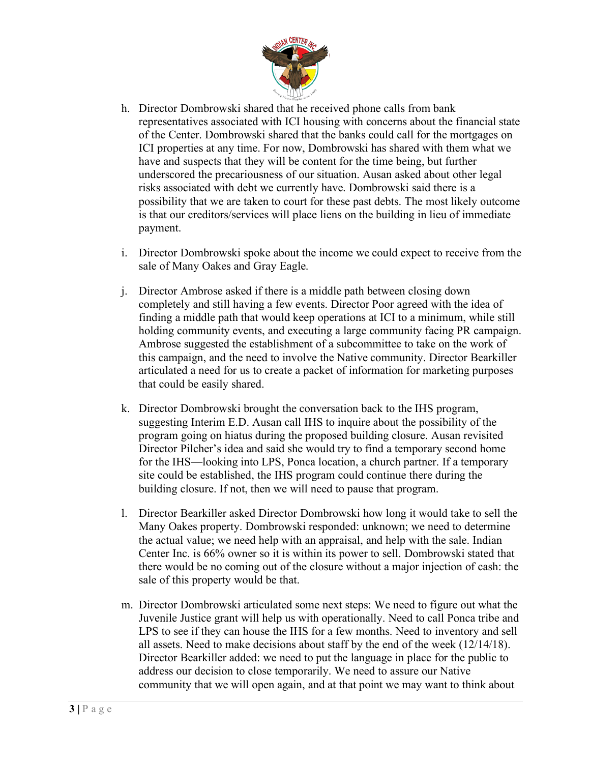h. Director Dombrowski shared that he received phone calls from bank representatives associated with ICI housing with concerns about the financial state of the Center. Dombrowski shared that the banks could call for the mortgages on ICI properties at any time. For now, Dombrowski has shared with them what we have and suspects that they will be content for the time being, but further underscored the precariousness of our situation. Ausan asked about other legal risks associated with debt we currently have. Dombrowski said there is a possibility that we are taken to court for these past debts. The most likely outcome is that our creditors/services will place liens on the building in lieu of immediate payment.

i. Director Dombrowski spoke about the income we could expect to receive from the sale of Many Oakes and Gray Eagle.

j. Director Ambrose asked if there is a middle path between closing down completely and still having a few events. Director Poor agreed with the idea of finding a middle path that would keep operations at ICI to a minimum, while still holding community events, and executing a large community facing PR campaign. Ambrose suggested the establishment of a subcommittee to take on the work of this campaign, and the need to involve the Native community. Director Bearkiller articulated a need for us to create a packet of information for marketing purposes that could be easily shared.

k. Director Dombrowski brought the conversation back to the IHS program, suggesting Interim E.D. Ausan call IHS to inquire about the possibility of the program going on hiatus during the proposed building closure. Ausan revisited Director Pilcher's idea and said she would try to find a temporary second home for the IHS—looking into LPS, Ponca location, a church partner. If a temporary site could be established, the IHS program could continue there during the building closure. If not, then we will need to pause that program.

l. Director Bearkiller asked Director Dombrowski how long it would take to sell the Many Oakes property. Dombrowski responded: unknown; we need to determine the actual value; we need help with an appraisal, and help with the sale. Indian Center Inc. is 66% owner so it is within its power to sell. Dombrowski stated that there would be no coming out of the closure without a major injection of cash: the sale of this property would be that.

m. Director Dombrowski articulated some next steps: We need to figure out what the Juvenile Justice grant will help us with operationally. Need to call Ponca tribe and LPS to see if they can house the IHS for a few months. Need to inventory and sell all assets. Need to make decisions about staff by the end of the week (12/14/18). Director Bearkiller added: we need to put the language in place for the public to address our decision to close temporarily. We need to assure our Native community that we will open again, and at that point we may want to think about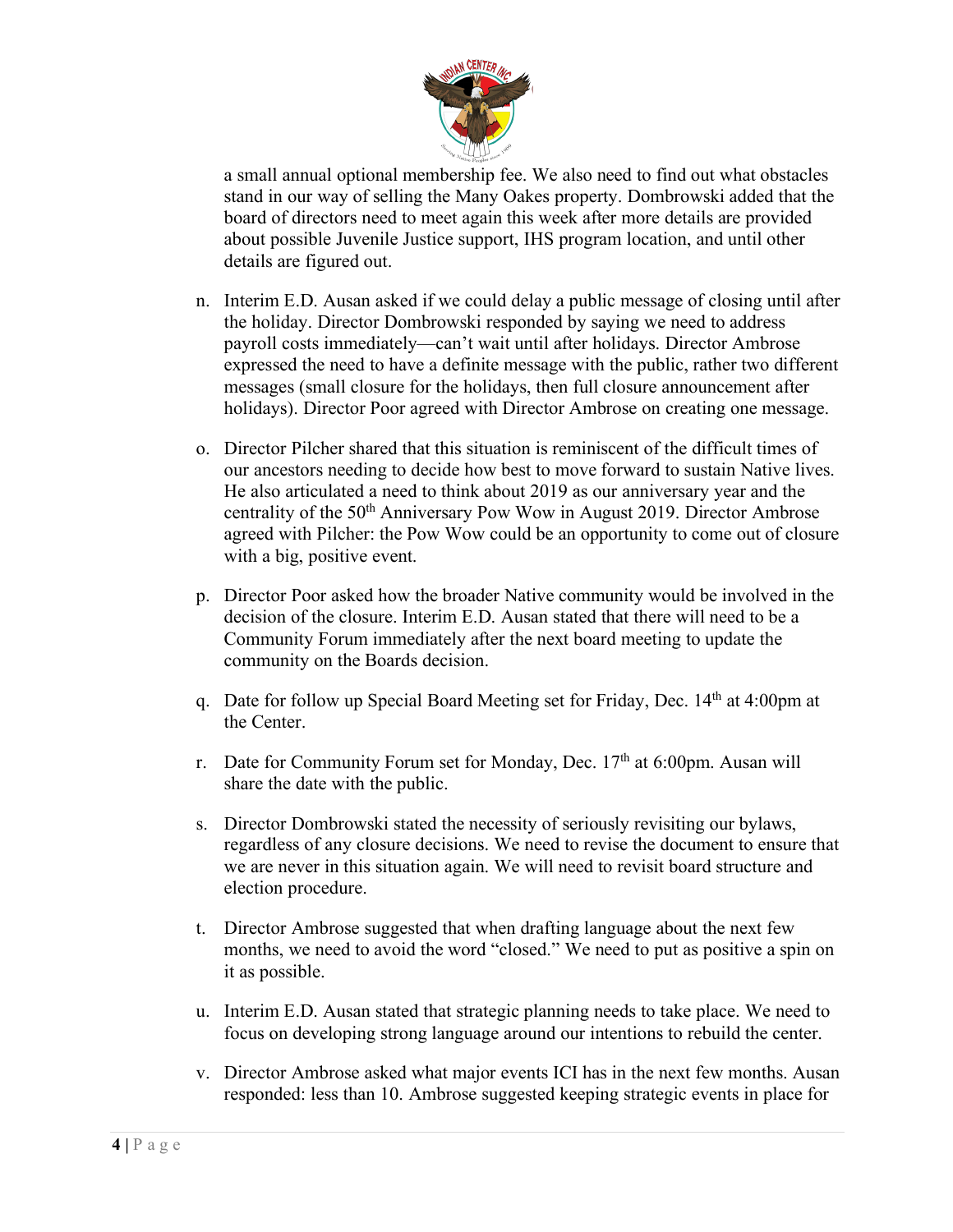a small annual optional membership fee. We also need to find out what obstacles stand in our way of selling the Many Oakes property. Dombrowski added that the board of directors need to meet again this week after more details are provided about possible Juvenile Justice support, IHS program location, and until other details are figured out.

n. Interim E.D. Ausan asked if we could delay a public message of closing until after the holiday. Director Dombrowski responded by saying we need to address payroll costs immediately—can't wait until after holidays. Director Ambrose expressed the need to have a definite message with the public, rather two different messages (small closure for the holidays, then full closure announcement after holidays). Director Poor agreed with Director Ambrose on creating one message.

o. Director Pilcher shared that this situation is reminiscent of the difficult times of our ancestors needing to decide how best to move forward to sustain Native lives. He also articulated a need to think about 2019 as our anniversary year and the centrality of the 50th Anniversary Pow Wow in August 2019. Director Ambrose agreed with Pilcher: the Pow Wow could be an opportunity to come out of closure with a big, positive event.

p. Director Poor asked how the broader Native community would be involved in the decision of the closure. Interim E.D. Ausan stated that there will need to be a Community Forum immediately after the next board meeting to update the community on the Boards decision.

q. Date for follow up Special Board Meeting set for Friday, Dec. 14th at 4:00pm at the Center.

r. Date for Community Forum set for Monday, Dec. 17th at 6:00pm. Ausan will share the date with the public.

s. Director Dombrowski stated the necessity of seriously revisiting our bylaws, regardless of any closure decisions. We need to revise the document to ensure that we are never in this situation again. We will need to revisit board structure and election procedure.

t. Director Ambrose suggested that when drafting language about the next few months, we need to avoid the word "closed." We need to put as positive a spin on it as possible.

u. Interim E.D. Ausan stated that strategic planning needs to take place. We need to focus on developing strong language around our intentions to rebuild the center.

v. Director Ambrose asked what major events ICI has in the next few months. Ausan responded: less than 10. Ambrose suggested keeping strategic events in place for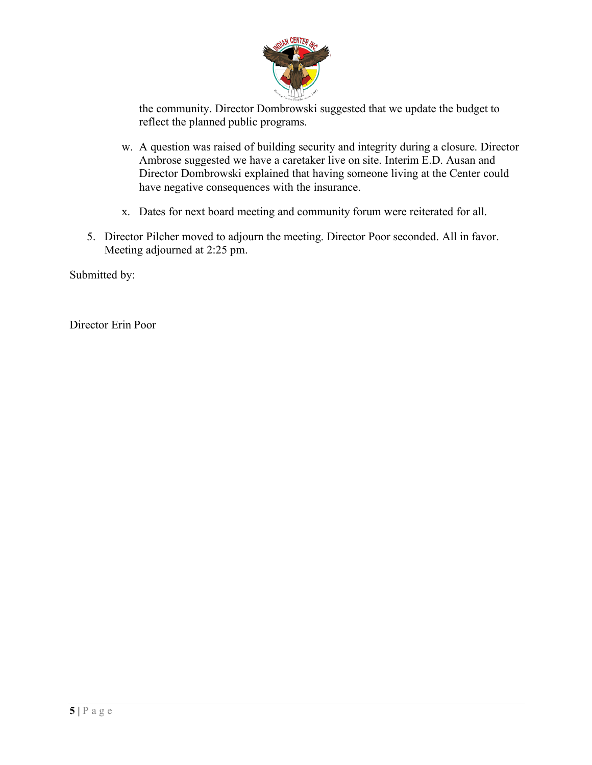the community. Director Dombrowski suggested that we update the budget to reflect the planned public programs.

w. A question was raised of building security and integrity during a closure. Director Ambrose suggested we have a caretaker live on site. Interim E.D. Ausan and Director Dombrowski explained that having someone living at the Center could have negative consequences with the insurance.

x. Dates for next board meeting and community forum were reiterated for all.

5. Director Pilcher moved to adjourn the meeting. Director Poor seconded. All in favor. Meeting adjourned at 2:25 pm.

Submitted by:

Director Erin Poor